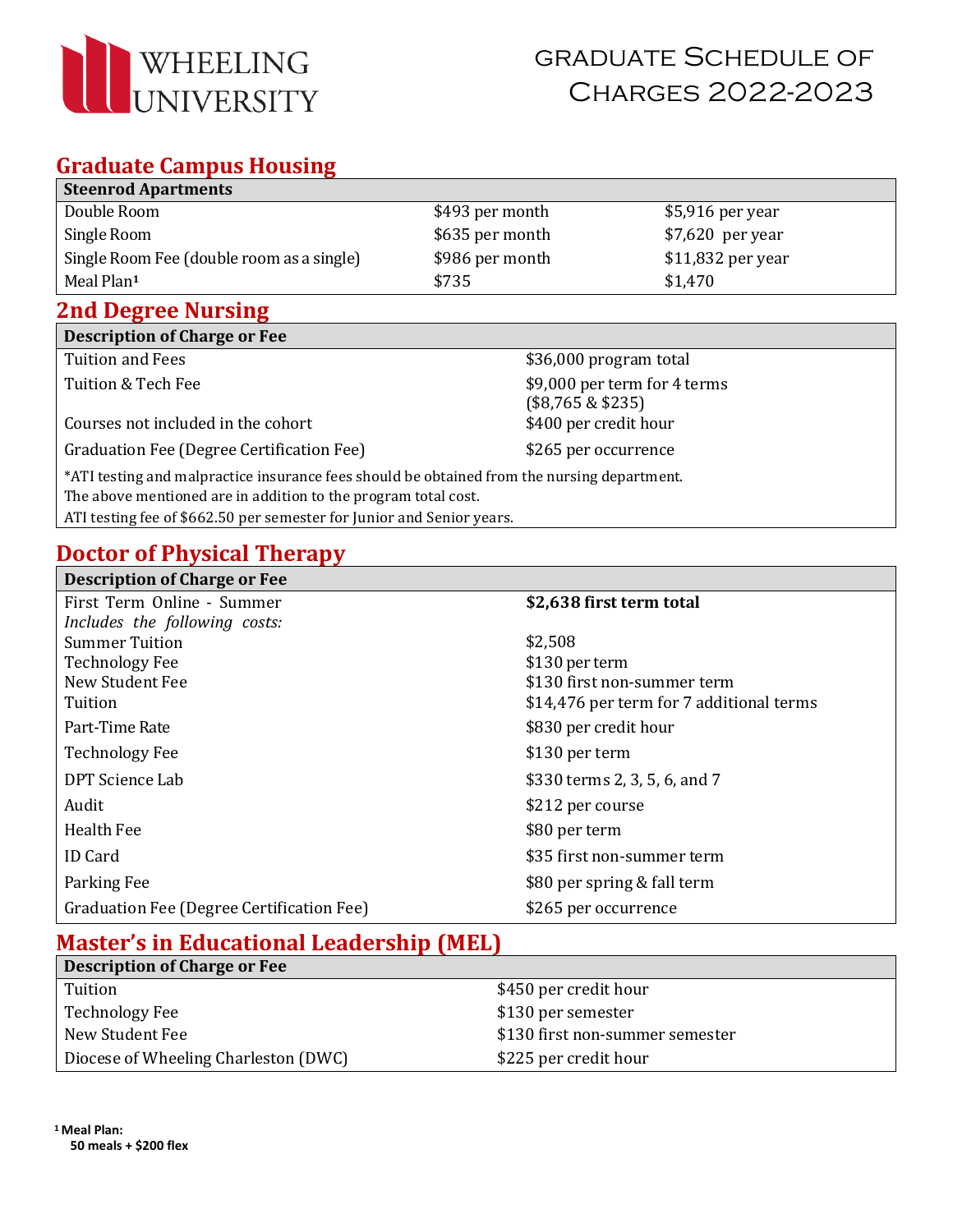# WHEELING UNIVERSITY

# Graduate Schedule of Charges 2022-2023

## Graduate Campus Housing

| Steenrod Apartments | | |
|---|---|---|
| Double Room | $493 per month | $5,916 per year |
| Single Room | $635 per month | $7,620 per year |
| Single Room Fee (double room as a single) | $986 per month | $11,832 per year |
| Meal Plan[1] | $735 | $1,470 |

## 2nd Degree Nursing

| Description of Charge or Fee | |
|---|---|
| Tuition and Fees | $36,000 program total |
| Tuition & Tech Fee | $9,000 per term for 4 terms ($8,765 & $235) |
| Courses not included in the cohort | $400 per credit hour |
| Graduation Fee (Degree Certification Fee) | $265 per occurrence |

*ATI testing and malpractice insurance fees should be obtained from the nursing department.
The above mentioned are in addition to the program total cost.
ATI testing fee of $662.50 per semester for Junior and Senior years.

## Doctor of Physical Therapy

| Description of Charge or Fee | |
|---|---|
| First Term Online - Summer | **$2,638 first term total** |
| *Includes the following costs:* | |
| Summer Tuition | $2,508 |
| Technology Fee | $130 per term |
| New Student Fee | $130 first non-summer term |
| Tuition | $14,476 per term for 7 additional terms |
| Part-Time Rate | $830 per credit hour |
| Technology Fee | $130 per term |
| DPT Science Lab | $330 terms 2, 3, 5, 6, and 7 |
| Audit | $212 per course |
| Health Fee | $80 per term |
| ID Card | $35 first non-summer term |
| Parking Fee | $80 per spring & fall term |
| Graduation Fee (Degree Certification Fee) | $265 per occurrence |

## Master's in Educational Leadership (MEL)

| Description of Charge or Fee | |
|---|---|
| Tuition | $450 per credit hour |
| Technology Fee | $130 per semester |
| New Student Fee | $130 first non-summer semester |
| Diocese of Wheeling Charleston (DWC) | $225 per credit hour |

[1] **Meal Plan:**
**50 meals + $200 flex**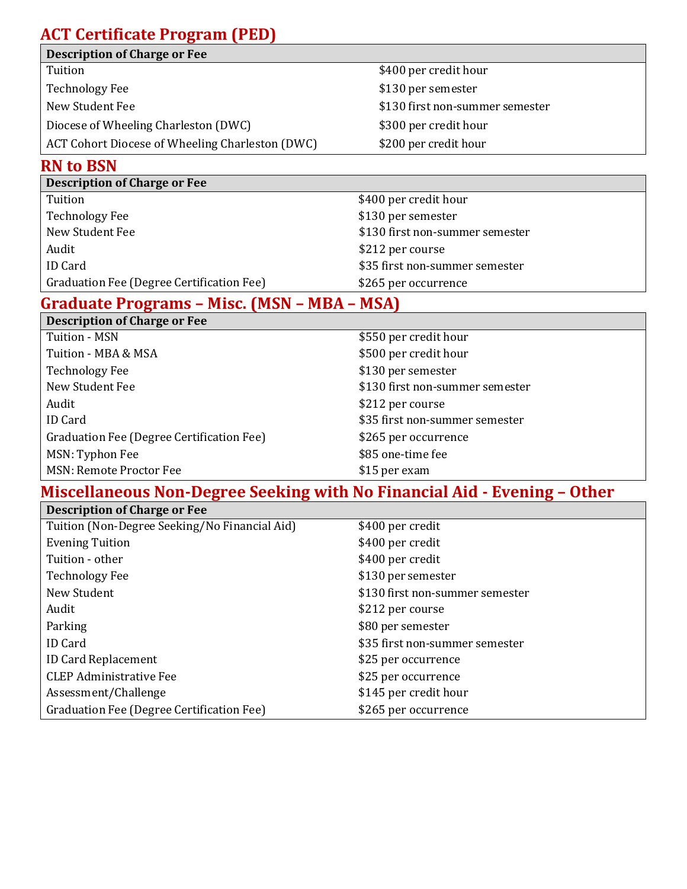## ACT Certificate Program (PED)

| Description of Charge or Fee | |
|---|---|
| Tuition | $400 per credit hour |
| Technology Fee | $130 per semester |
| New Student Fee | $130 first non-summer semester |
| Diocese of Wheeling Charleston (DWC) | $300 per credit hour |
| ACT Cohort Diocese of Wheeling Charleston (DWC) | $200 per credit hour |

## RN to BSN

| Description of Charge or Fee | |
|---|---|
| Tuition | $400 per credit hour |
| Technology Fee | $130 per semester |
| New Student Fee | $130 first non-summer semester |
| Audit | $212 per course |
| ID Card | $35 first non-summer semester |
| Graduation Fee (Degree Certification Fee) | $265 per occurrence |

## Graduate Programs – Misc. (MSN – MBA – MSA)

| Description of Charge or Fee | |
|---|---|
| Tuition - MSN | $550 per credit hour |
| Tuition - MBA & MSA | $500 per credit hour |
| Technology Fee | $130 per semester |
| New Student Fee | $130 first non-summer semester |
| Audit | $212 per course |
| ID Card | $35 first non-summer semester |
| Graduation Fee (Degree Certification Fee) | $265 per occurrence |
| MSN: Typhon Fee | $85 one-time fee |
| MSN: Remote Proctor Fee | $15 per exam |

## Miscellaneous Non-Degree Seeking with No Financial Aid - Evening – Other

| Description of Charge or Fee | |
|---|---|
| Tuition (Non-Degree Seeking/No Financial Aid) | $400 per credit |
| Evening Tuition | $400 per credit |
| Tuition - other | $400 per credit |
| Technology Fee | $130 per semester |
| New Student | $130 first non-summer semester |
| Audit | $212 per course |
| Parking | $80 per semester |
| ID Card | $35 first non-summer semester |
| ID Card Replacement | $25 per occurrence |
| CLEP Administrative Fee | $25 per occurrence |
| Assessment/Challenge | $145 per credit hour |
| Graduation Fee (Degree Certification Fee) | $265 per occurrence |